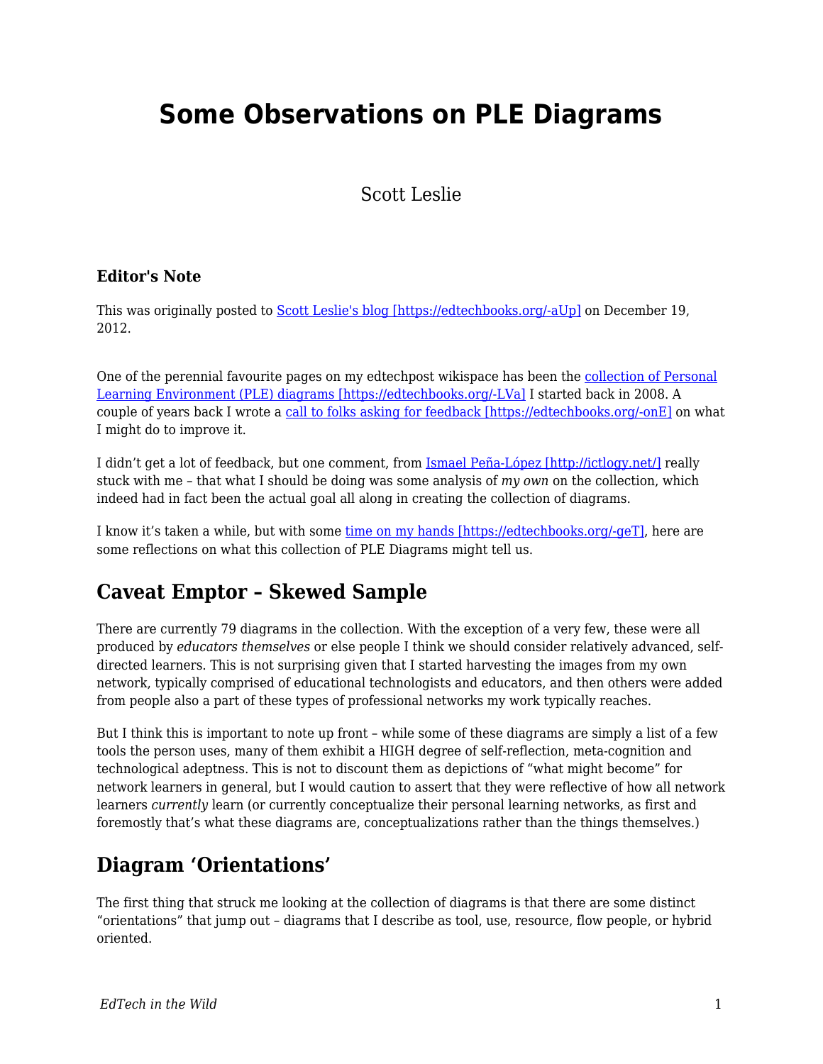# Some Observations on PLE Diagrams

Scott Leslie

### Editor's Note

This was originally posted to [Scott Leslie's blog [https://edtechbooks.org/-aUp]](https://edtechbooks.org/-aUp) on December 19, 2012.

One of the perennial favourite pages on my edtechpost wikispace has been the [collection of Personal Learning Environment (PLE) diagrams [https://edtechbooks.org/-LVa]](https://edtechbooks.org/-LVa) I started back in 2008. A couple of years back I wrote a [call to folks asking for feedback [https://edtechbooks.org/-onE]](https://edtechbooks.org/-onE) on what I might do to improve it.

I didn't get a lot of feedback, but one comment, from [Ismael Peña-López [http://ictlogy.net/]](http://ictlogy.net/) really stuck with me – that what I should be doing was some analysis of *my own* on the collection, which indeed had in fact been the actual goal all along in creating the collection of diagrams.

I know it's taken a while, but with some [time on my hands [https://edtechbooks.org/-geT]](https://edtechbooks.org/-geT), here are some reflections on what this collection of PLE Diagrams might tell us.

## Caveat Emptor – Skewed Sample

There are currently 79 diagrams in the collection. With the exception of a very few, these were all produced by *educators themselves* or else people I think we should consider relatively advanced, self-directed learners. This is not surprising given that I started harvesting the images from my own network, typically comprised of educational technologists and educators, and then others were added from people also a part of these types of professional networks my work typically reaches.

But I think this is important to note up front – while some of these diagrams are simply a list of a few tools the person uses, many of them exhibit a HIGH degree of self-reflection, meta-cognition and technological adeptness. This is not to discount them as depictions of "what might become" for network learners in general, but I would caution to assert that they were reflective of how all network learners *currently* learn (or currently conceptualize their personal learning networks, as first and foremostly that's what these diagrams are, conceptualizations rather than the things themselves.)

## Diagram 'Orientations'

The first thing that struck me looking at the collection of diagrams is that there are some distinct "orientations" that jump out – diagrams that I describe as tool, use, resource, flow people, or hybrid oriented.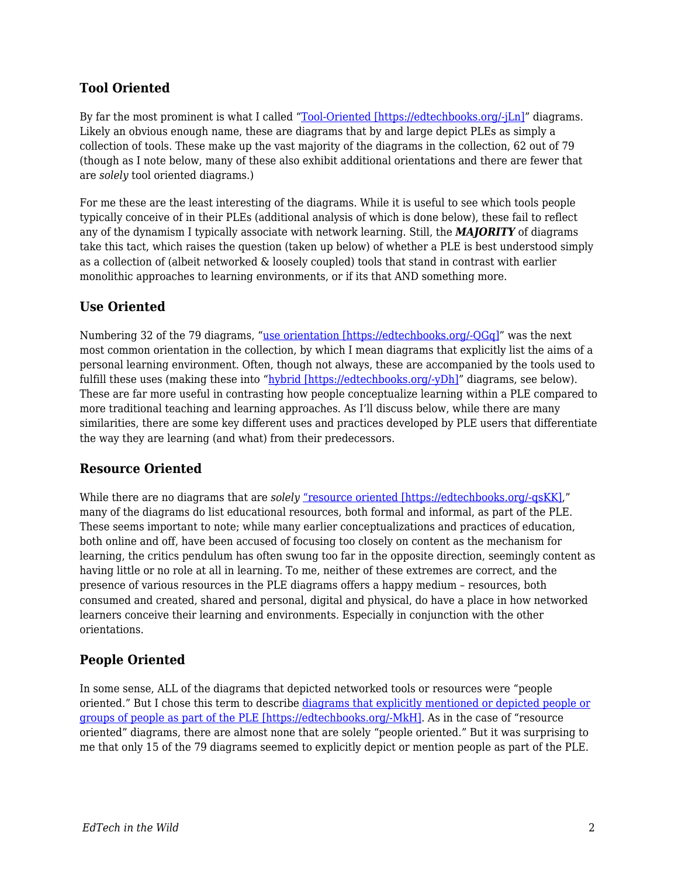### Tool Oriented

By far the most prominent is what I called "[Tool-Oriented [https://edtechbooks.org/-jLn]](https://edtechbooks.org/-jLn)" diagrams. Likely an obvious enough name, these are diagrams that by and large depict PLEs as simply a collection of tools. These make up the vast majority of the diagrams in the collection, 62 out of 79 (though as I note below, many of these also exhibit additional orientations and there are fewer that are *solely* tool oriented diagrams.)

For me these are the least interesting of the diagrams. While it is useful to see which tools people typically conceive of in their PLEs (additional analysis of which is done below), these fail to reflect any of the dynamism I typically associate with network learning. Still, the ***MAJORITY*** of diagrams take this tact, which raises the question (taken up below) of whether a PLE is best understood simply as a collection of (albeit networked & loosely coupled) tools that stand in contrast with earlier monolithic approaches to learning environments, or if its that AND something more.

### Use Oriented

Numbering 32 of the 79 diagrams, "[use orientation [https://edtechbooks.org/-QGq]](https://edtechbooks.org/-QGq)" was the next most common orientation in the collection, by which I mean diagrams that explicitly list the aims of a personal learning environment. Often, though not always, these are accompanied by the tools used to fulfill these uses (making these into "[hybrid [https://edtechbooks.org/-yDh]](https://edtechbooks.org/-yDh)" diagrams, see below). These are far more useful in contrasting how people conceptualize learning within a PLE compared to more traditional teaching and learning approaches. As I'll discuss below, while there are many similarities, there are some key different uses and practices developed by PLE users that differentiate the way they are learning (and what) from their predecessors.

### Resource Oriented

While there are no diagrams that are *solely* ["resource oriented [https://edtechbooks.org/-qsKK]](https://edtechbooks.org/-qsKK)," many of the diagrams do list educational resources, both formal and informal, as part of the PLE. These seems important to note; while many earlier conceptualizations and practices of education, both online and off, have been accused of focusing too closely on content as the mechanism for learning, the critics pendulum has often swung too far in the opposite direction, seemingly content as having little or no role at all in learning. To me, neither of these extremes are correct, and the presence of various resources in the PLE diagrams offers a happy medium – resources, both consumed and created, shared and personal, digital and physical, do have a place in how networked learners conceive their learning and environments. Especially in conjunction with the other orientations.

### People Oriented

In some sense, ALL of the diagrams that depicted networked tools or resources were "people oriented." But I chose this term to describe [diagrams that explicitly mentioned or depicted people or groups of people as part of the PLE [https://edtechbooks.org/-MkH]](https://edtechbooks.org/-MkH). As in the case of "resource oriented" diagrams, there are almost none that are solely "people oriented." But it was surprising to me that only 15 of the 79 diagrams seemed to explicitly depict or mention people as part of the PLE.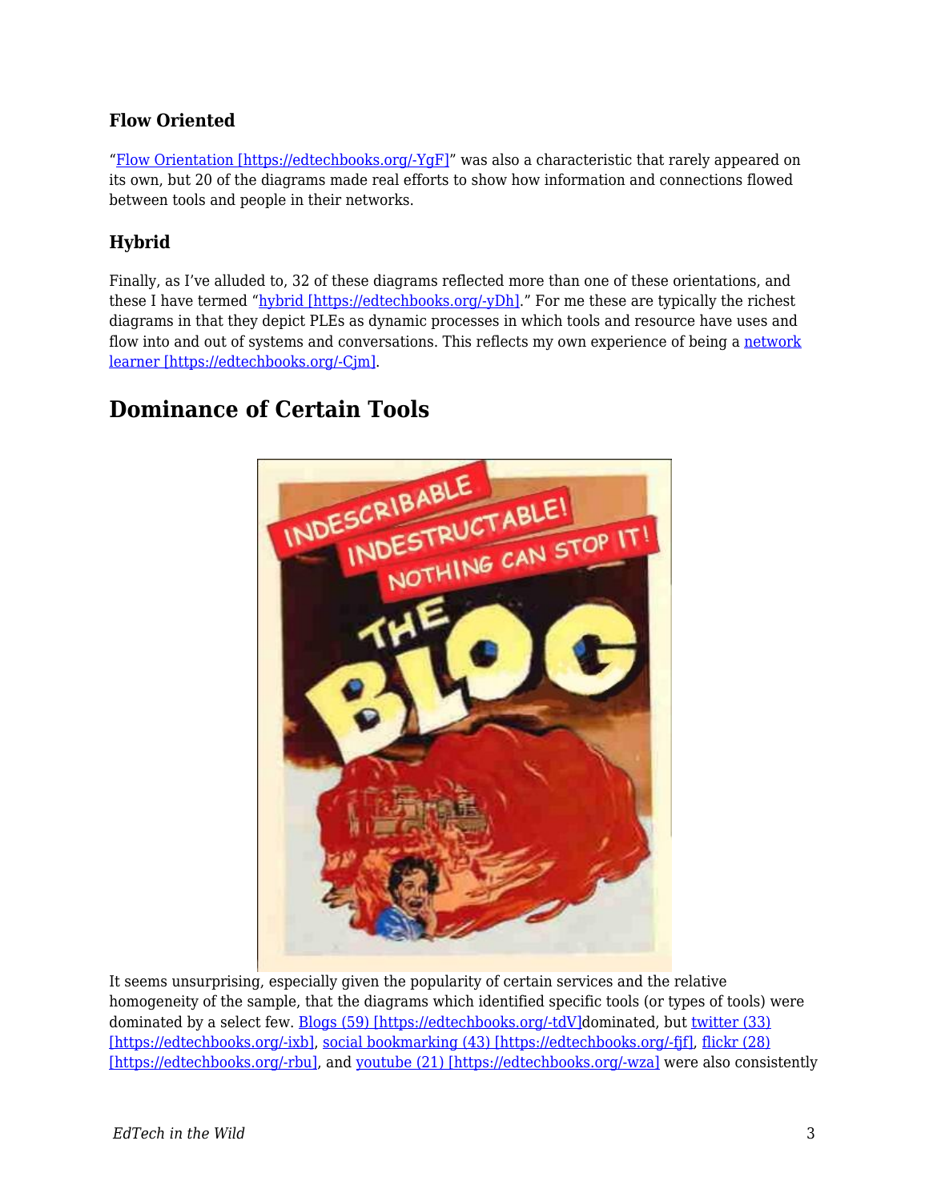### Flow Oriented

"Flow Orientation [https://edtechbooks.org/-YgF]" was also a characteristic that rarely appeared on its own, but 20 of the diagrams made real efforts to show how information and connections flowed between tools and people in their networks.

### Hybrid

Finally, as I've alluded to, 32 of these diagrams reflected more than one of these orientations, and these I have termed "hybrid [https://edtechbooks.org/-yDh]." For me these are typically the richest diagrams in that they depict PLEs as dynamic processes in which tools and resource have uses and flow into and out of systems and conversations. This reflects my own experience of being a network learner [https://edtechbooks.org/-Cjm].

## Dominance of Certain Tools

It seems unsurprising, especially given the popularity of certain services and the relative homogeneity of the sample, that the diagrams which identified specific tools (or types of tools) were dominated by a select few. Blogs (59) [https://edtechbooks.org/-tdV]dominated, but twitter (33) [https://edtechbooks.org/-ixb], social bookmarking (43) [https://edtechbooks.org/-fjf], flickr (28) [https://edtechbooks.org/-rbu], and youtube (21) [https://edtechbooks.org/-wza] were also consistently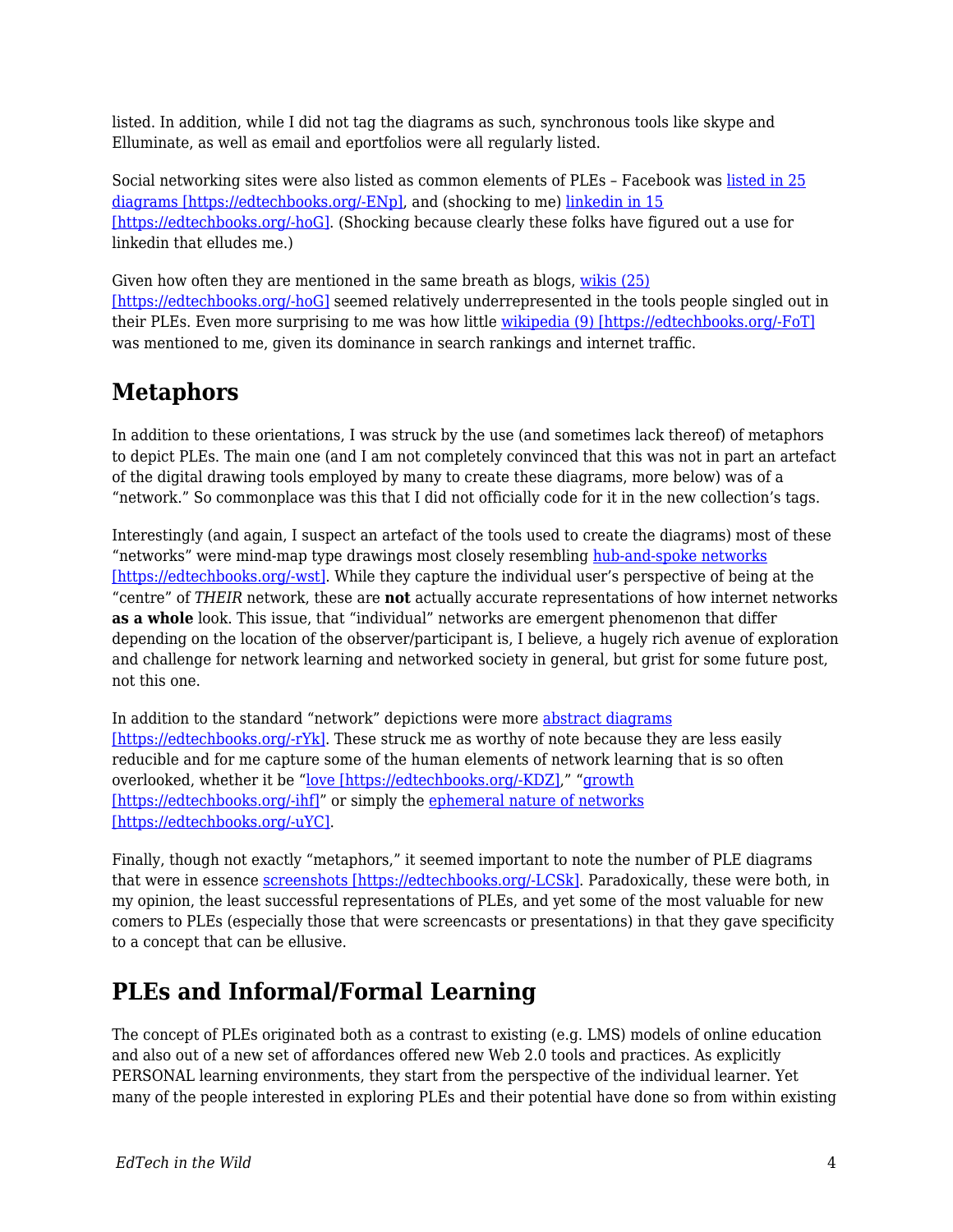listed. In addition, while I did not tag the diagrams as such, synchronous tools like skype and Elluminate, as well as email and eportfolios were all regularly listed.

Social networking sites were also listed as common elements of PLEs – Facebook was [listed in 25 diagrams [https://edtechbooks.org/-ENp]](https://edtechbooks.org/-ENp), and (shocking to me) [linkedin in 15 [https://edtechbooks.org/-hoG]](https://edtechbooks.org/-hoG). (Shocking because clearly these folks have figured out a use for linkedin that elludes me.)

Given how often they are mentioned in the same breath as blogs, [wikis (25) [https://edtechbooks.org/-hoG]](https://edtechbooks.org/-hoG) seemed relatively underrepresented in the tools people singled out in their PLEs. Even more surprising to me was how little [wikipedia (9) [https://edtechbooks.org/-FoT]](https://edtechbooks.org/-FoT) was mentioned to me, given its dominance in search rankings and internet traffic.

## Metaphors

In addition to these orientations, I was struck by the use (and sometimes lack thereof) of metaphors to depict PLEs. The main one (and I am not completely convinced that this was not in part an artefact of the digital drawing tools employed by many to create these diagrams, more below) was of a "network." So commonplace was this that I did not officially code for it in the new collection's tags.

Interestingly (and again, I suspect an artefact of the tools used to create the diagrams) most of these "networks" were mind-map type drawings most closely resembling [hub-and-spoke networks [https://edtechbooks.org/-wst]](https://edtechbooks.org/-wst). While they capture the individual user's perspective of being at the "centre" of *THEIR* network, these are **not** actually accurate representations of how internet networks **as a whole** look. This issue, that "individual" networks are emergent phenomenon that differ depending on the location of the observer/participant is, I believe, a hugely rich avenue of exploration and challenge for network learning and networked society in general, but grist for some future post, not this one.

In addition to the standard "network" depictions were more [abstract diagrams [https://edtechbooks.org/-rYk]](https://edtechbooks.org/-rYk). These struck me as worthy of note because they are less easily reducible and for me capture some of the human elements of network learning that is so often overlooked, whether it be "[love [https://edtechbooks.org/-KDZ]](https://edtechbooks.org/-KDZ)," "[growth [https://edtechbooks.org/-ihf]](https://edtechbooks.org/-ihf)" or simply the [ephemeral nature of networks [https://edtechbooks.org/-uYC]](https://edtechbooks.org/-uYC).

Finally, though not exactly "metaphors," it seemed important to note the number of PLE diagrams that were in essence [screenshots [https://edtechbooks.org/-LCSk]](https://edtechbooks.org/-LCSk). Paradoxically, these were both, in my opinion, the least successful representations of PLEs, and yet some of the most valuable for new comers to PLEs (especially those that were screencasts or presentations) in that they gave specificity to a concept that can be ellusive.

## PLEs and Informal/Formal Learning

The concept of PLEs originated both as a contrast to existing (e.g. LMS) models of online education and also out of a new set of affordances offered new Web 2.0 tools and practices. As explicitly PERSONAL learning environments, they start from the perspective of the individual learner. Yet many of the people interested in exploring PLEs and their potential have done so from within existing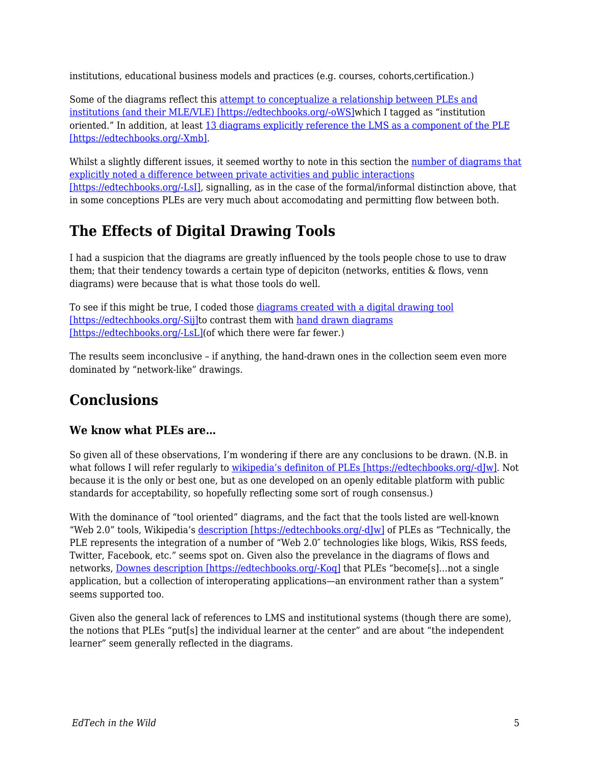institutions, educational business models and practices (e.g. courses, cohorts,certification.)

Some of the diagrams reflect this [attempt to conceptualize a relationship between PLEs and institutions (and their MLE/VLE) [https://edtechbooks.org/-oWS]](https://edtechbooks.org/-oWS)which I tagged as "institution oriented." In addition, at least [13 diagrams explicitly reference the LMS as a component of the PLE [https://edtechbooks.org/-Xmb]](https://edtechbooks.org/-Xmb).

Whilst a slightly different issues, it seemed worthy to note in this section the [number of diagrams that explicitly noted a difference between private activities and public interactions [https://edtechbooks.org/-LsI]](https://edtechbooks.org/-LsI), signalling, as in the case of the formal/informal distinction above, that in some conceptions PLEs are very much about accomodating and permitting flow between both.

## The Effects of Digital Drawing Tools

I had a suspicion that the diagrams are greatly influenced by the tools people chose to use to draw them; that their tendency towards a certain type of depiciton (networks, entities & flows, venn diagrams) were because that is what those tools do well.

To see if this might be true, I coded those [diagrams created with a digital drawing tool [https://edtechbooks.org/-Sij]](https://edtechbooks.org/-Sij)to contrast them with [hand drawn diagrams [https://edtechbooks.org/-LsL]](https://edtechbooks.org/-LsL)(of which there were far fewer.)

The results seem inconclusive – if anything, the hand-drawn ones in the collection seem even more dominated by "network-like" drawings.

## Conclusions

### We know what PLEs are…

So given all of these observations, I'm wondering if there are any conclusions to be drawn. (N.B. in what follows I will refer regularly to [wikipedia's definiton of PLEs [https://edtechbooks.org/-dJw]](https://edtechbooks.org/-dJw). Not because it is the only or best one, but as one developed on an openly editable platform with public standards for acceptability, so hopefully reflecting some sort of rough consensus.)

With the dominance of "tool oriented" diagrams, and the fact that the tools listed are well-known "Web 2.0" tools, Wikipedia's [description [https://edtechbooks.org/-dJw]](https://edtechbooks.org/-dJw) of PLEs as "Technically, the PLE represents the integration of a number of "Web 2.0″ technologies like blogs, Wikis, RSS feeds, Twitter, Facebook, etc." seems spot on. Given also the prevelance in the diagrams of flows and networks, [Downes description [https://edtechbooks.org/-Koq]](https://edtechbooks.org/-Koq) that PLEs "become[s]…not a single application, but a collection of interoperating applications—an environment rather than a system" seems supported too.

Given also the general lack of references to LMS and institutional systems (though there are some), the notions that PLEs "put[s] the individual learner at the center" and are about "the independent learner" seem generally reflected in the diagrams.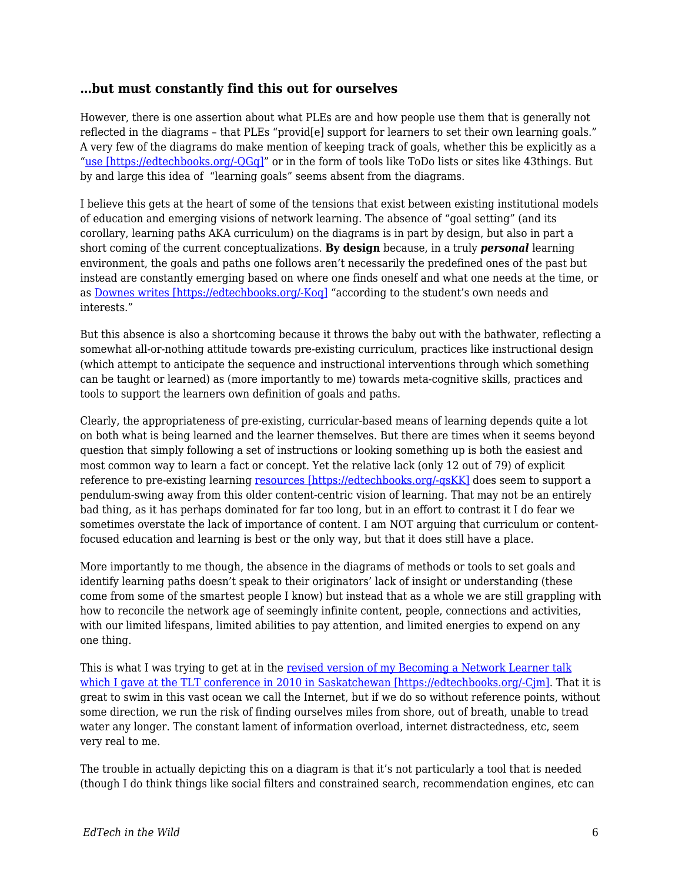### ...but must constantly find this out for ourselves

However, there is one assertion about what PLEs are and how people use them that is generally not reflected in the diagrams – that PLEs "provid[e] support for learners to set their own learning goals." A very few of the diagrams do make mention of keeping track of goals, whether this be explicitly as a "use [https://edtechbooks.org/-QGq]" or in the form of tools like ToDo lists or sites like 43things. But by and large this idea of "learning goals" seems absent from the diagrams.

I believe this gets at the heart of some of the tensions that exist between existing institutional models of education and emerging visions of network learning. The absence of "goal setting" (and its corollary, learning paths AKA curriculum) on the diagrams is in part by design, but also in part a short coming of the current conceptualizations. **By design** because, in a truly ***personal*** learning environment, the goals and paths one follows aren't necessarily the predefined ones of the past but instead are constantly emerging based on where one finds oneself and what one needs at the time, or as Downes writes [https://edtechbooks.org/-Koq] "according to the student's own needs and interests."

But this absence is also a shortcoming because it throws the baby out with the bathwater, reflecting a somewhat all-or-nothing attitude towards pre-existing curriculum, practices like instructional design (which attempt to anticipate the sequence and instructional interventions through which something can be taught or learned) as (more importantly to me) towards meta-cognitive skills, practices and tools to support the learners own definition of goals and paths.

Clearly, the appropriateness of pre-existing, curricular-based means of learning depends quite a lot on both what is being learned and the learner themselves. But there are times when it seems beyond question that simply following a set of instructions or looking something up is both the easiest and most common way to learn a fact or concept. Yet the relative lack (only 12 out of 79) of explicit reference to pre-existing learning resources [https://edtechbooks.org/-qsKK] does seem to support a pendulum-swing away from this older content-centric vision of learning. That may not be an entirely bad thing, as it has perhaps dominated for far too long, but in an effort to contrast it I do fear we sometimes overstate the lack of importance of content. I am NOT arguing that curriculum or content-focused education and learning is best or the only way, but that it does still have a place.

More importantly to me though, the absence in the diagrams of methods or tools to set goals and identify learning paths doesn't speak to their originators' lack of insight or understanding (these come from some of the smartest people I know) but instead that as a whole we are still grappling with how to reconcile the network age of seemingly infinite content, people, connections and activities, with our limited lifespans, limited abilities to pay attention, and limited energies to expend on any one thing.

This is what I was trying to get at in the revised version of my Becoming a Network Learner talk which I gave at the TLT conference in 2010 in Saskatchewan [https://edtechbooks.org/-Cjm]. That it is great to swim in this vast ocean we call the Internet, but if we do so without reference points, without some direction, we run the risk of finding ourselves miles from shore, out of breath, unable to tread water any longer. The constant lament of information overload, internet distractedness, etc, seem very real to me.

The trouble in actually depicting this on a diagram is that it's not particularly a tool that is needed (though I do think things like social filters and constrained search, recommendation engines, etc can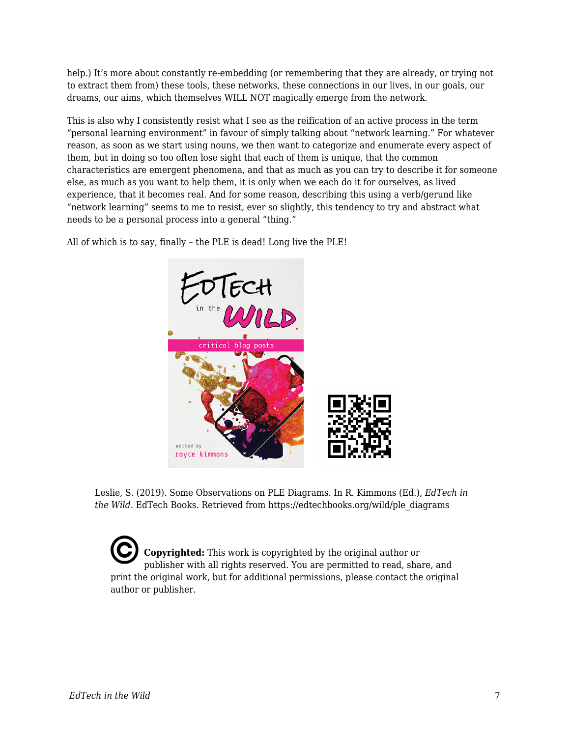help.) It’s more about constantly re-embedding (or remembering that they are already, or trying not to extract them from) these tools, these networks, these connections in our lives, in our goals, our dreams, our aims, which themselves WILL NOT magically emerge from the network.

This is also why I consistently resist what I see as the reification of an active process in the term “personal learning environment” in favour of simply talking about “network learning.” For whatever reason, as soon as we start using nouns, we then want to categorize and enumerate every aspect of them, but in doing so too often lose sight that each of them is unique, that the common characteristics are emergent phenomena, and that as much as you can try to describe it for someone else, as much as you want to help them, it is only when we each do it for ourselves, as lived experience, that it becomes real. And for some reason, describing this using a verb/gerund like “network learning” seems to me to resist, ever so slightly, this tendency to try and abstract what needs to be a personal process into a general “thing.”

All of which is to say, finally – the PLE is dead! Long live the PLE!

Leslie, S. (2019). Some Observations on PLE Diagrams. In R. Kimmons (Ed.), *EdTech in the Wild*. EdTech Books. Retrieved from https://edtechbooks.org/wild/ple_diagrams

**Copyrighted:** This work is copyrighted by the original author or publisher with all rights reserved. You are permitted to read, share, and print the original work, but for additional permissions, please contact the original author or publisher.